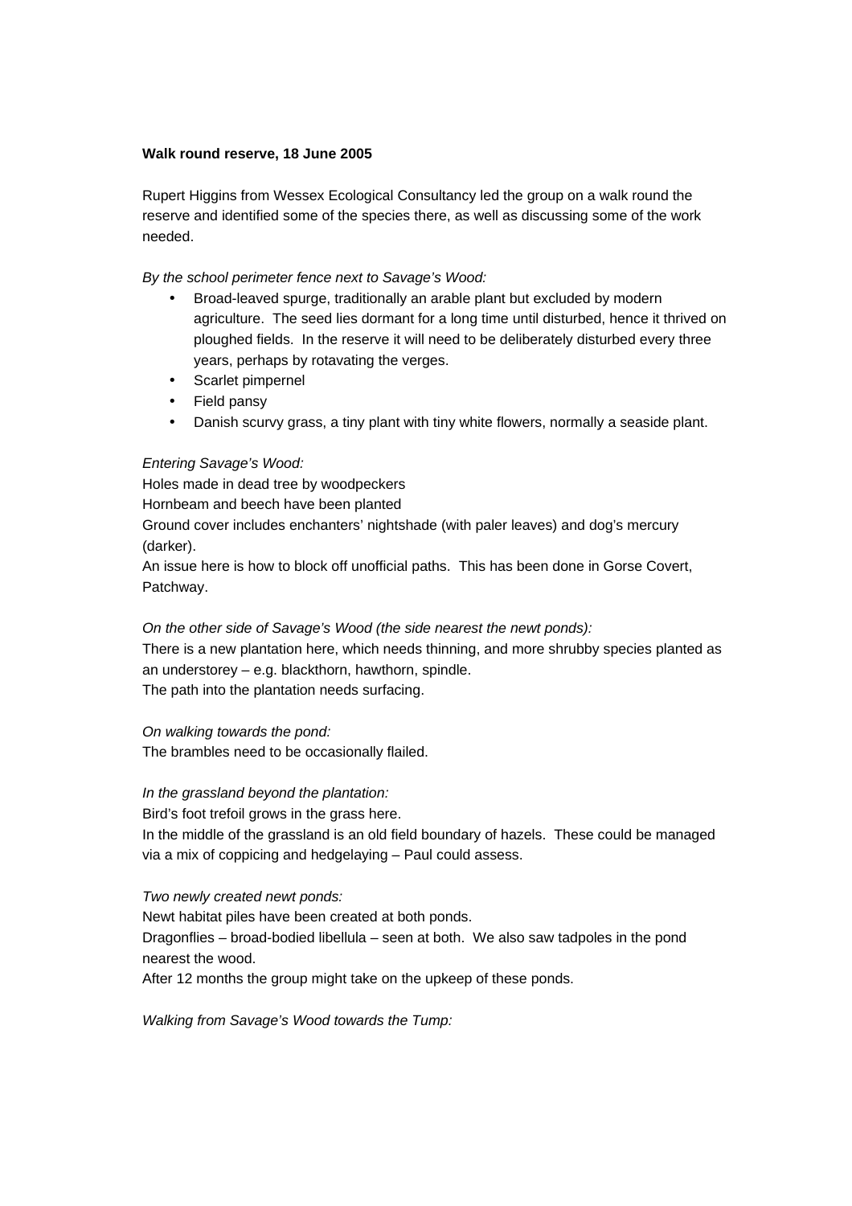**Walk round reserve, 18 June 2005**

Rupert Higgins from Wessex Ecological Consultancy led the group on a walk round the reserve and identified some of the species there, as well as discussing some of the work needed.

*By the school perimeter fence next to Savage's Wood:*

- Broad-leaved spurge, traditionally an arable plant but excluded by modern agriculture. The seed lies dormant for a long time until disturbed, hence it thrived on ploughed fields. In the reserve it will need to be deliberately disturbed every three years, perhaps by rotavating the verges.
- Scarlet pimpernel
- Field pansy
- Danish scurvy grass, a tiny plant with tiny white flowers, normally a seaside plant.

*Entering Savage's Wood:*

Holes made in dead tree by woodpeckers

Hornbeam and beech have been planted

Ground cover includes enchanters' nightshade (with paler leaves) and dog's mercury (darker).

An issue here is how to block off unofficial paths. This has been done in Gorse Covert, Patchway.

*On the other side of Savage's Wood (the side nearest the newt ponds):*

There is a new plantation here, which needs thinning, and more shrubby species planted as an understorey – e.g. blackthorn, hawthorn, spindle.

The path into the plantation needs surfacing.

*On walking towards the pond:*

The brambles need to be occasionally flailed.

*In the grassland beyond the plantation:*

Bird's foot trefoil grows in the grass here.

In the middle of the grassland is an old field boundary of hazels. These could be managed via a mix of coppicing and hedgelaying – Paul could assess.

*Two newly created newt ponds:*

Newt habitat piles have been created at both ponds.

Dragonflies – broad-bodied libellula – seen at both. We also saw tadpoles in the pond nearest the wood.

After 12 months the group might take on the upkeep of these ponds.

*Walking from Savage's Wood towards the Tump:*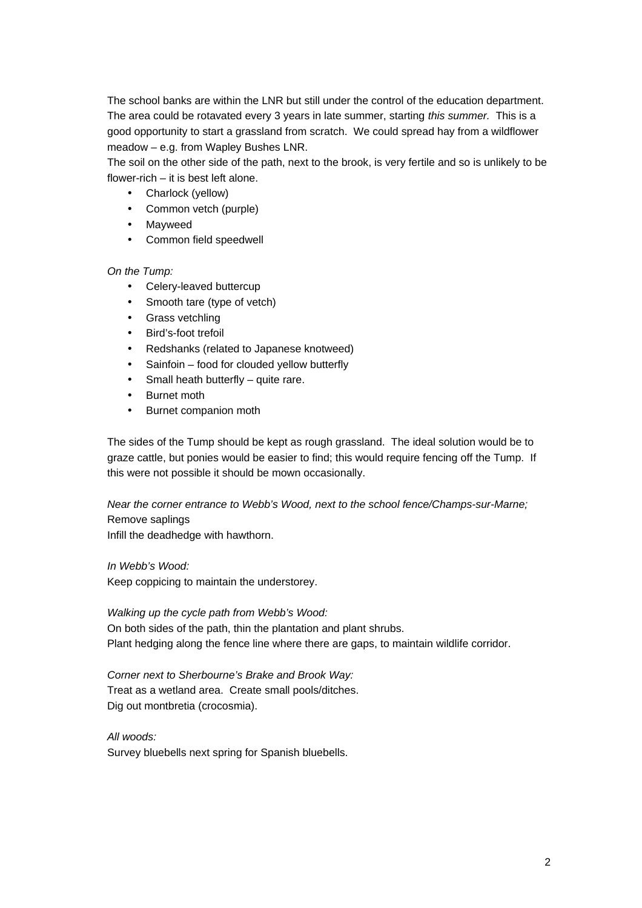The school banks are within the LNR but still under the control of the education department. The area could be rotavated every 3 years in late summer, starting *this summer.* This is a good opportunity to start a grassland from scratch. We could spread hay from a wildflower meadow – e.g. from Wapley Bushes LNR.

The soil on the other side of the path, next to the brook, is very fertile and so is unlikely to be flower-rich – it is best left alone.

- Charlock (yellow)
- Common vetch (purple)
- Mayweed
- Common field speedwell

*On the Tump:*

- Celery-leaved buttercup
- Smooth tare (type of vetch)
- Grass vetchling
- Bird's-foot trefoil
- Redshanks (related to Japanese knotweed)
- Sainfoin – food for clouded yellow butterfly
- Small heath butterfly – quite rare.
- Burnet moth
- Burnet companion moth

The sides of the Tump should be kept as rough grassland. The ideal solution would be to graze cattle, but ponies would be easier to find; this would require fencing off the Tump. If this were not possible it should be mown occasionally.

*Near the corner entrance to Webb's Wood, next to the school fence/Champs-sur-Marne;*
Remove saplings
Infill the deadhedge with hawthorn.

*In Webb's Wood:*
Keep coppicing to maintain the understorey.

*Walking up the cycle path from Webb's Wood:*
On both sides of the path, thin the plantation and plant shrubs.
Plant hedging along the fence line where there are gaps, to maintain wildlife corridor.

*Corner next to Sherbourne's Brake and Brook Way:*
Treat as a wetland area. Create small pools/ditches.
Dig out montbretia (crocosmia).

*All woods:*
Survey bluebells next spring for Spanish bluebells.